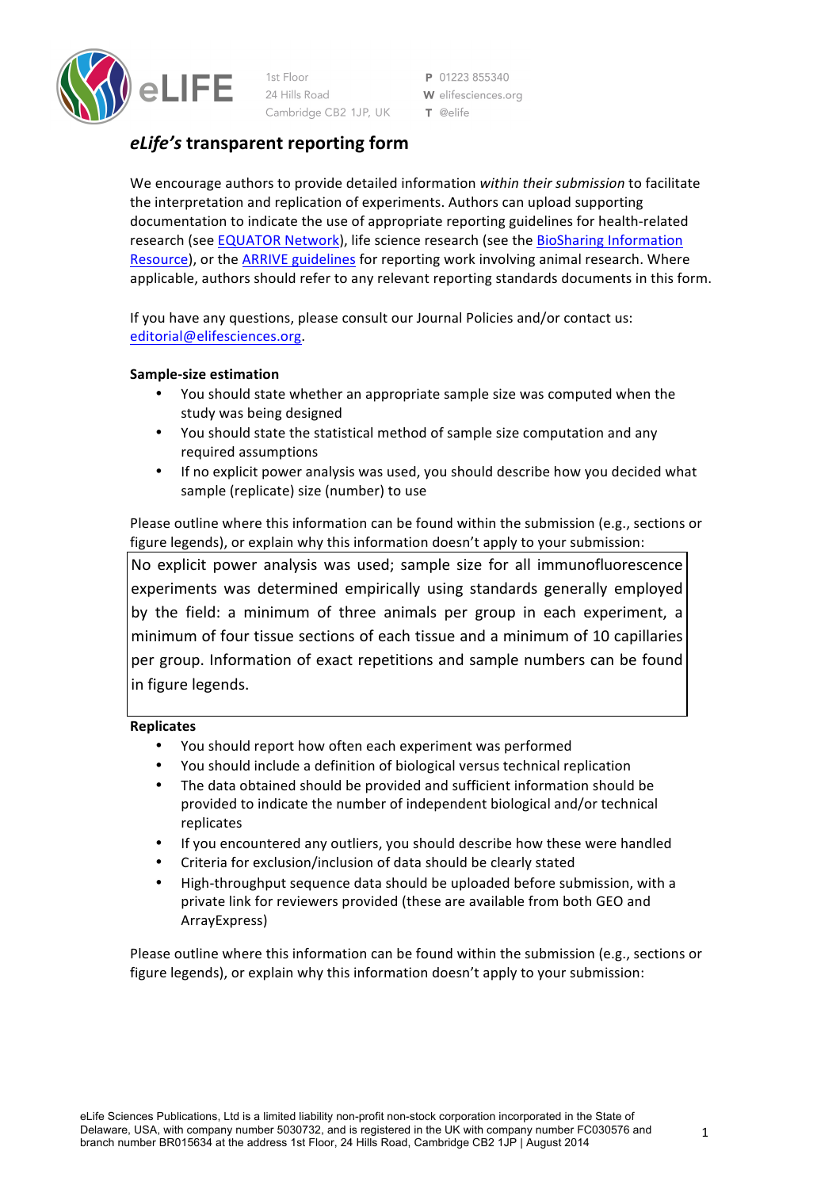1st Floor
24 Hills Road
Cambridge CB2 1JP, UK

**P** 01223 855340
**W** elifesciences.org
**T** @elife

# *eLife's* transparent reporting form

We encourage authors to provide detailed information *within their submission* to facilitate the interpretation and replication of experiments. Authors can upload supporting documentation to indicate the use of appropriate reporting guidelines for health-related research (see EQUATOR Network), life science research (see the BioSharing Information Resource), or the ARRIVE guidelines for reporting work involving animal research. Where applicable, authors should refer to any relevant reporting standards documents in this form.

If you have any questions, please consult our Journal Policies and/or contact us: editorial@elifesciences.org.

**Sample-size estimation**

- You should state whether an appropriate sample size was computed when the study was being designed
- You should state the statistical method of sample size computation and any required assumptions
- If no explicit power analysis was used, you should describe how you decided what sample (replicate) size (number) to use

Please outline where this information can be found within the submission (e.g., sections or figure legends), or explain why this information doesn't apply to your submission:

No explicit power analysis was used; sample size for all immunofluorescence experiments was determined empirically using standards generally employed by the field: a minimum of three animals per group in each experiment, a minimum of four tissue sections of each tissue and a minimum of 10 capillaries per group. Information of exact repetitions and sample numbers can be found in figure legends.

**Replicates**

- You should report how often each experiment was performed
- You should include a definition of biological versus technical replication
- The data obtained should be provided and sufficient information should be provided to indicate the number of independent biological and/or technical replicates
- If you encountered any outliers, you should describe how these were handled
- Criteria for exclusion/inclusion of data should be clearly stated
- High-throughput sequence data should be uploaded before submission, with a private link for reviewers provided (these are available from both GEO and ArrayExpress)

Please outline where this information can be found within the submission (e.g., sections or figure legends), or explain why this information doesn't apply to your submission: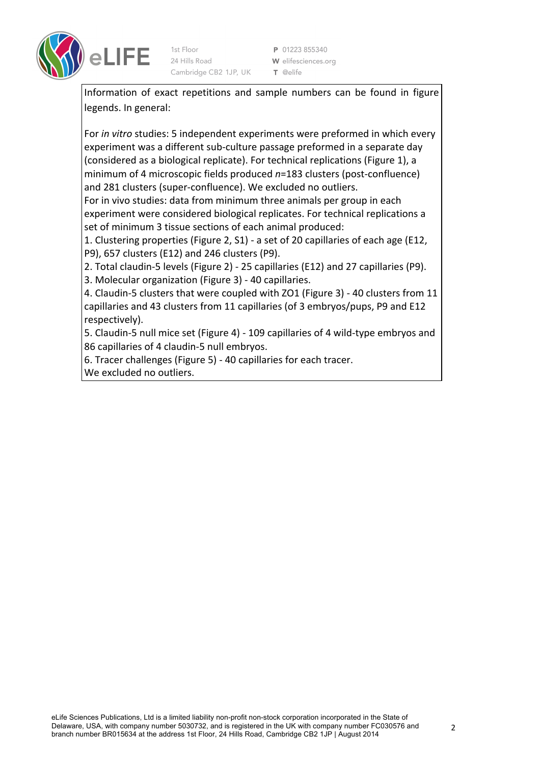Information of exact repetitions and sample numbers can be found in figure legends. In general:

For *in vitro* studies: 5 independent experiments were preformed in which every experiment was a different sub-culture passage preformed in a separate day (considered as a biological replicate). For technical replications (Figure 1), a minimum of 4 microscopic fields produced $n$=183 clusters (post-confluence) and 281 clusters (super-confluence). We excluded no outliers.

For in vivo studies: data from minimum three animals per group in each experiment were considered biological replicates. For technical replications a set of minimum 3 tissue sections of each animal produced:

1. Clustering properties (Figure 2, S1) - a set of 20 capillaries of each age (E12, P9), 657 clusters (E12) and 246 clusters (P9).
2. Total claudin-5 levels (Figure 2) - 25 capillaries (E12) and 27 capillaries (P9).
3. Molecular organization (Figure 3) - 40 capillaries.
4. Claudin-5 clusters that were coupled with ZO1 (Figure 3) - 40 clusters from 11 capillaries and 43 clusters from 11 capillaries (of 3 embryos/pups, P9 and E12 respectively).
5. Claudin-5 null mice set (Figure 4) - 109 capillaries of 4 wild-type embryos and 86 capillaries of 4 claudin-5 null embryos.
6. Tracer challenges (Figure 5) - 40 capillaries for each tracer.

We excluded no outliers.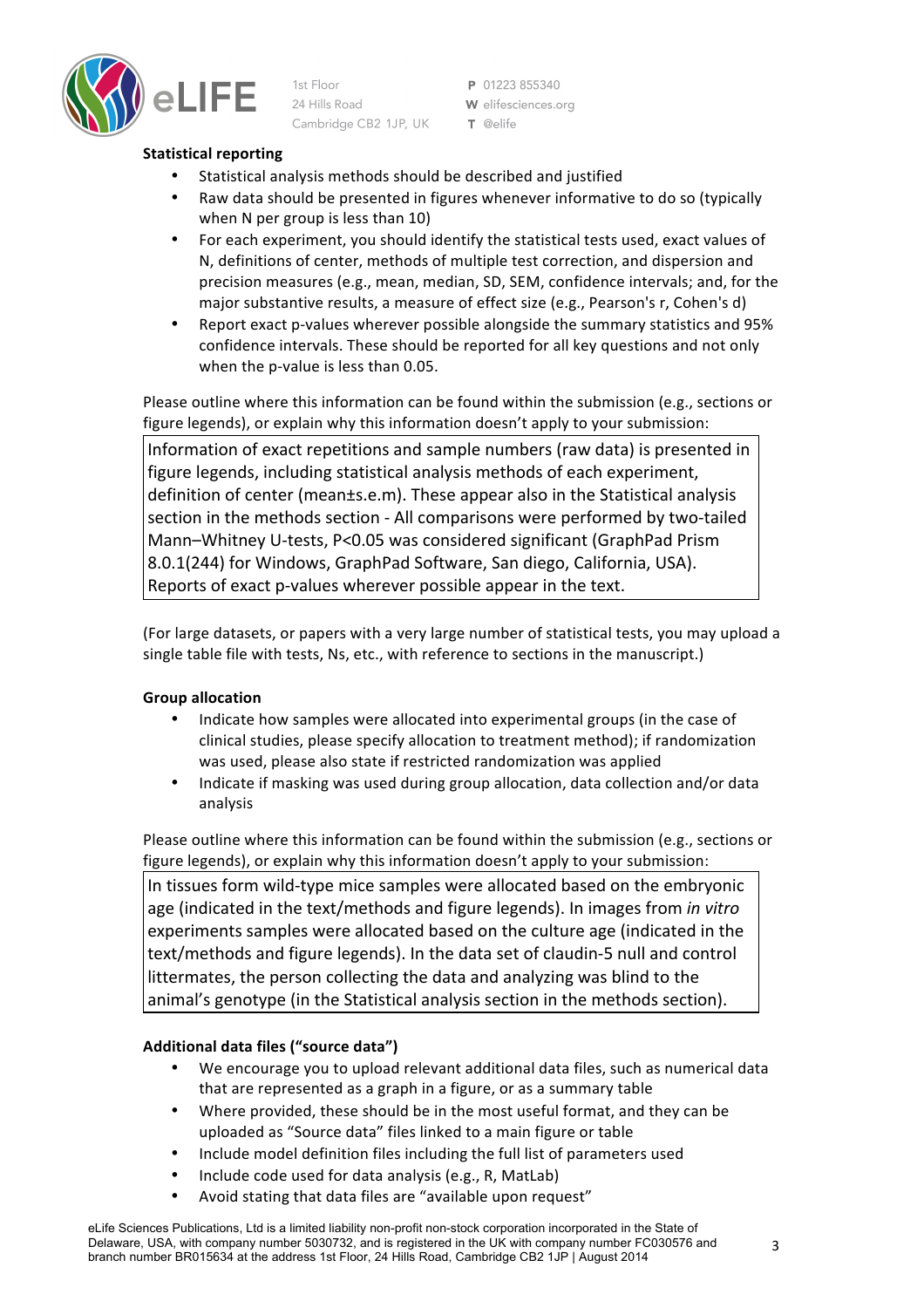**Statistical reporting**

- Statistical analysis methods should be described and justified
- Raw data should be presented in figures whenever informative to do so (typically when N per group is less than 10)
- For each experiment, you should identify the statistical tests used, exact values of N, definitions of center, methods of multiple test correction, and dispersion and precision measures (e.g., mean, median, SD, SEM, confidence intervals; and, for the major substantive results, a measure of effect size (e.g., Pearson's r, Cohen's d)
- Report exact p-values wherever possible alongside the summary statistics and 95% confidence intervals. These should be reported for all key questions and not only when the p-value is less than 0.05.

Please outline where this information can be found within the submission (e.g., sections or figure legends), or explain why this information doesn't apply to your submission:

> Information of exact repetitions and sample numbers (raw data) is presented in figure legends, including statistical analysis methods of each experiment, definition of center (mean±s.e.m). These appear also in the Statistical analysis section in the methods section - All comparisons were performed by two-tailed Mann–Whitney U-tests, $P<0.05$ was considered significant (GraphPad Prism 8.0.1(244) for Windows, GraphPad Software, San diego, California, USA). Reports of exact p-values wherever possible appear in the text.

(For large datasets, or papers with a very large number of statistical tests, you may upload a single table file with tests, Ns, etc., with reference to sections in the manuscript.)

**Group allocation**

- Indicate how samples were allocated into experimental groups (in the case of clinical studies, please specify allocation to treatment method); if randomization was used, please also state if restricted randomization was applied
- Indicate if masking was used during group allocation, data collection and/or data analysis

Please outline where this information can be found within the submission (e.g., sections or figure legends), or explain why this information doesn't apply to your submission:

> In tissues form wild-type mice samples were allocated based on the embryonic age (indicated in the text/methods and figure legends). In images from *in vitro* experiments samples were allocated based on the culture age (indicated in the text/methods and figure legends). In the data set of claudin-5 null and control littermates, the person collecting the data and analyzing was blind to the animal's genotype (in the Statistical analysis section in the methods section).

**Additional data files ("source data")**

- We encourage you to upload relevant additional data files, such as numerical data that are represented as a graph in a figure, or as a summary table
- Where provided, these should be in the most useful format, and they can be uploaded as "Source data" files linked to a main figure or table
- Include model definition files including the full list of parameters used
- Include code used for data analysis (e.g., R, MatLab)
- Avoid stating that data files are "available upon request"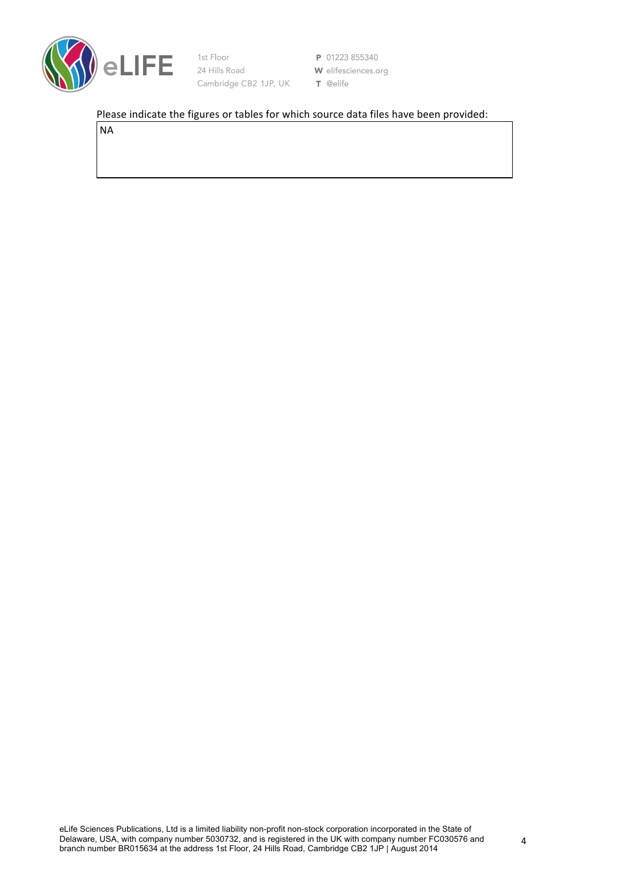Please indicate the figures or tables for which source data files have been provided:

NA